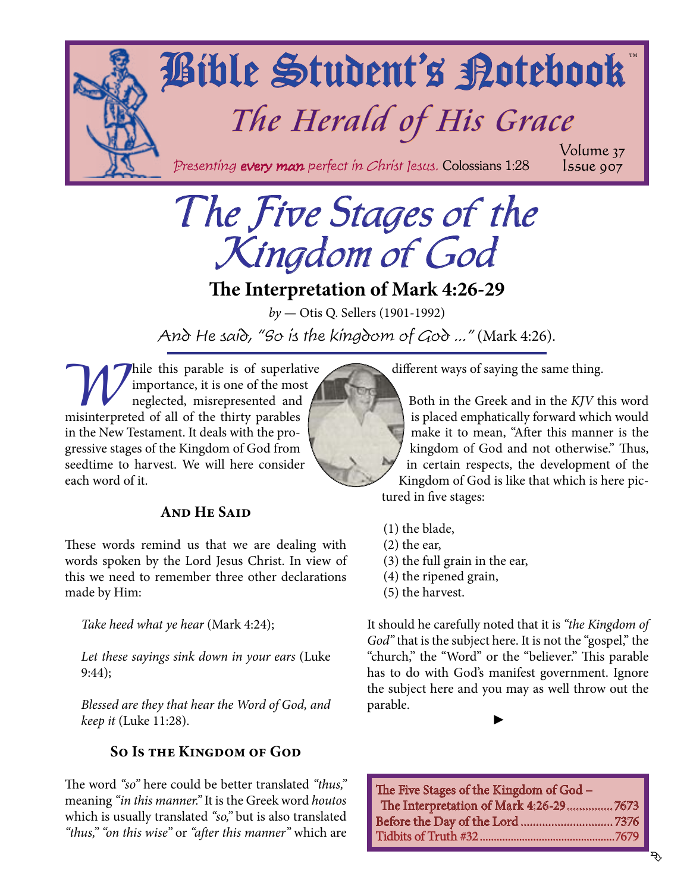# Bible Student's Notebook

## The Herald of His Grace

*Presenting **every man** perfect in Christ Jesus.* Colossians 1:28

Volume 37
Issue 907

# The Five Stages of the Kingdom of God

## The Interpretation of Mark 4:26-29

*by* — Otis Q. Sellers (1901-1992)

And He said, "So is the kingdom of God ..." (Mark 4:26).

While this parable is of superlative importance, it is one of the most neglected, misrepresented and misinterpreted of all of the thirty parables in the New Testament. It deals with the progressive stages of the Kingdom of God from seedtime to harvest. We will here consider each word of it.

### And He Said

These words remind us that we are dealing with words spoken by the Lord Jesus Christ. In view of this we need to remember three other declarations made by Him:

> *Take heed what ye hear* (Mark 4:24);
>
> *Let these sayings sink down in your ears* (Luke 9:44);
>
> *Blessed are they that hear the Word of God, and keep it* (Luke 11:28).

### So Is the Kingdom of God

The word *"so"* here could be better translated *"thus,"* meaning *"in this manner."* It is the Greek word *houtos* which is usually translated *"so,"* but is also translated *"thus," "on this wise"* or *"after this manner"* which are different ways of saying the same thing.

Both in the Greek and in the *KJV* this word is placed emphatically forward which would make it to mean, "After this manner is the kingdom of God and not otherwise." Thus, in certain respects, the development of the Kingdom of God is like that which is here pictured in five stages:

(1) the blade,
(2) the ear,
(3) the full grain in the ear,
(4) the ripened grain,
(5) the harvest.

It should he carefully noted that it is *"the Kingdom of God"* that is the subject here. It is not the "gospel," the "church," the "Word" or the "believer." This parable has to do with God's manifest government. Ignore the subject here and you may as well throw out the parable.

---

The Five Stages of the Kingdom of God – The Interpretation of Mark 4:26-29 ................ 7673
Before the Day of the Lord ................ 7376
Tidbits of Truth #32 ................ 7679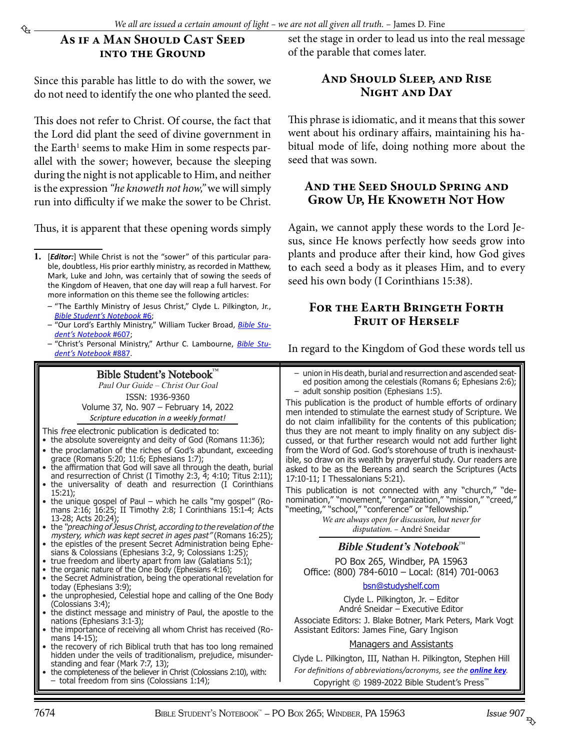## As if a Man Should Cast Seed into the Ground

Since this parable has little to do with the sower, we do not need to identify the one who planted the seed.

This does not refer to Christ. Of course, the fact that the Lord did plant the seed of divine government in the Earth[1] seems to make Him in some respects parallel with the sower; however, because the sleeping during the night is not applicable to Him, and neither is the expression *"he knoweth not how,"* we will simply run into difficulty if we make the sower to be Christ.

Thus, it is apparent that these opening words simply set the stage in order to lead us into the real message of the parable that comes later.

## And Should Sleep, and Rise Night and Day

This phrase is idiomatic, and it means that this sower went about his ordinary affairs, maintaining his habitual mode of life, doing nothing more about the seed that was sown.

## And the Seed Should Spring and Grow Up, He Knoweth Not How

Again, we cannot apply these words to the Lord Jesus, since He knows perfectly how seeds grow into plants and produce after their kind, how God gives to each seed a body as it pleases Him, and to every seed his own body (I Corinthians 15:38).

## For the Earth Bringeth Forth Fruit of Herself

In regard to the Kingdom of God these words tell us

---

1. [***Editor:***] While Christ is not the "sower" of this particular parable, doubtless, His prior earthly ministry, as recorded in Matthew, Mark, Luke and John, was certainly that of sowing the seeds of the Kingdom of Heaven, that one day will reap a full harvest. For more information on this theme see the following articles:
   - "The Earthly Ministry of Jesus Christ," Clyde L. Pilkington, Jr., *Bible Student's Notebook* #6;
   - "Our Lord's Earthly Ministry," William Tucker Broad, *Bible Student's Notebook* #607;
   - "Christ's Personal Ministry," Arthur C. Lambourne, *Bible Student's Notebook* #887.

---

**Bible Student's Notebook™**

*Paul Our Guide – Christ Our Goal*

ISSN: 1936-9360

Volume 37, No. 907 – February 14, 2022

*Scripture education in a weekly format!*

This *free* electronic publication is dedicated to:

- the absolute sovereignty and deity of God (Romans 11:36);
- the proclamation of the riches of God's abundant, exceeding grace (Romans 5:20; 11:6; Ephesians 1:7);
- the affirmation that God will save all through the death, burial and resurrection of Christ (I Timothy 2:3, 4; 4:10; Titus 2:11);
- the universality of death and resurrection (I Corinthians 15:21);
- the unique gospel of Paul – which he calls "my gospel" (Romans 2:16; 16:25; II Timothy 2:8; I Corinthians 15:1-4; Acts 13-28; Acts 20:24);
- the *"preaching of Jesus Christ, according to the revelation of the mystery, which was kept secret in ages past"* (Romans 16:25);
- the epistles of the present Secret Administration being Ephesians & Colossians (Ephesians 3:2, 9; Colossians 1:25);
- true freedom and liberty apart from law (Galatians 5:1);
- the organic nature of the One Body (Ephesians 4:16);
- the Secret Administration, being the operational revelation for today (Ephesians 3:9);
- the unprophesied, Celestial hope and calling of the One Body (Colossians 3:4);
- the distinct message and ministry of Paul, the apostle to the nations (Ephesians 3:1-3);
- the importance of receiving all whom Christ has received (Romans 14-15);
- the recovery of rich Biblical truth that has too long remained hidden under the veils of traditionalism, prejudice, misunderstanding and fear (Mark 7:7, 13);
- the completeness of the believer in Christ (Colossians 2:10), with:
  - total freedom from sins (Colossians 1:14);
  - union in His death, burial and resurrection and ascended seated position among the celestials (Romans 6; Ephesians 2:6);
  - adult sonship position (Ephesians 1:5).

This publication is the product of humble efforts of ordinary men intended to stimulate the earnest study of Scripture. We do not claim infallibility for the contents of this publication; thus they are not meant to imply finality on any subject discussed, or that further research would not add further light from the Word of God. God's storehouse of truth is inexhaustible, so draw on its wealth by prayerful study. Our readers are asked to be as the Bereans and search the Scriptures (Acts 17:10-11; I Thessalonians 5:21).

This publication is not connected with any "church," "denomination," "movement," "organization," "mission," "creed," "meeting," "school," "conference" or "fellowship."

*We are always open for discussion, but never for disputation.* – André Sneidar

***Bible Student's Notebook™***

PO Box 265, Windber, PA 15963

Office: (800) 784-6010 – Local: (814) 701-0063

bsn@studyshelf.com

Clyde L. Pilkington, Jr. – Editor

André Sneidar – Executive Editor

Associate Editors: J. Blake Botner, Mark Peters, Mark Vogt

Assistant Editors: James Fine, Gary Ingison

Managers and Assistants

Clyde L. Pilkington, III, Nathan H. Pilkington, Stephen Hill

*For definitions of abbreviations/acronyms, see the* ***online key****.*

Copyright © 1989-2022 Bible Student's Press™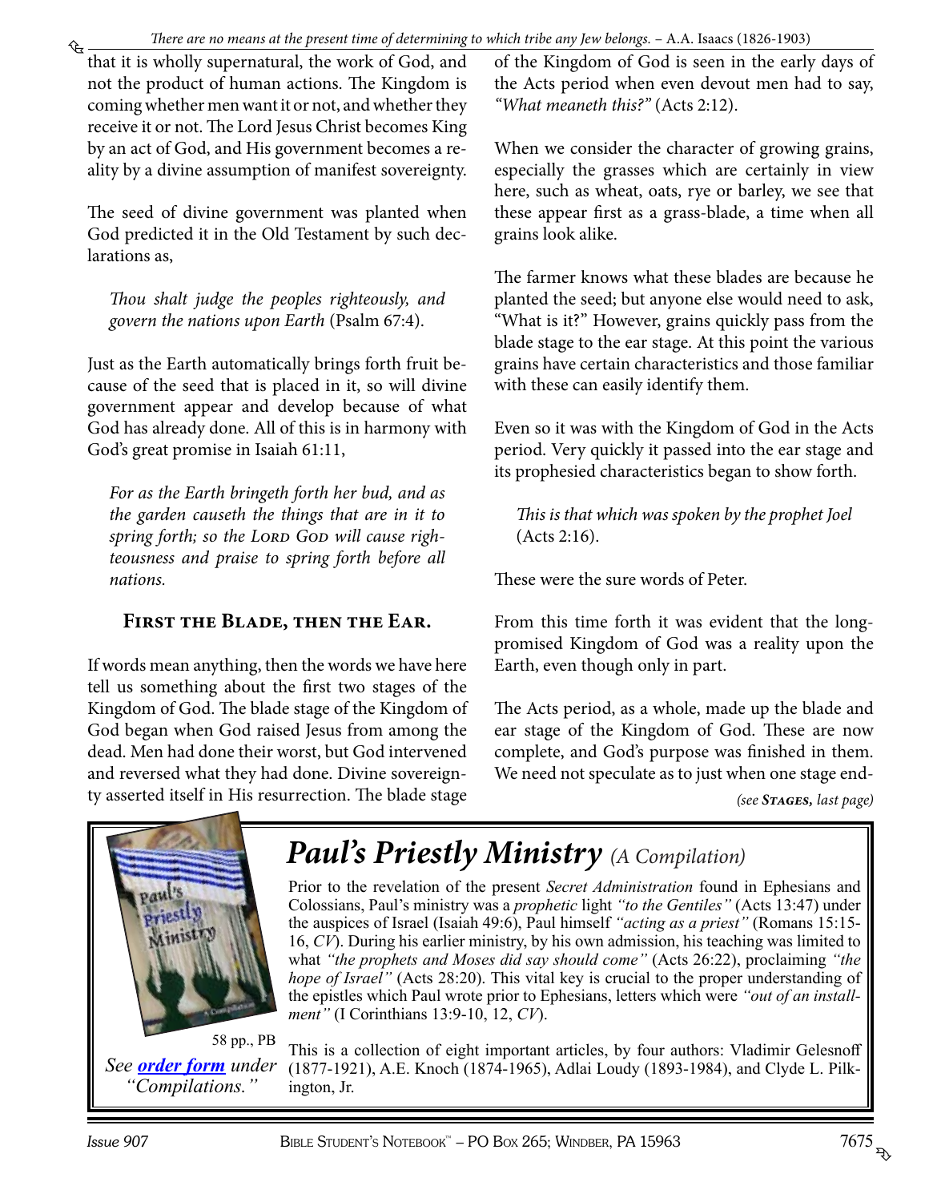that it is wholly supernatural, the work of God, and not the product of human actions. The Kingdom is coming whether men want it or not, and whether they receive it or not. The Lord Jesus Christ becomes King by an act of God, and His government becomes a reality by a divine assumption of manifest sovereignty.

The seed of divine government was planted when God predicted it in the Old Testament by such declarations as,

> *Thou shalt judge the peoples righteously, and govern the nations upon Earth* (Psalm 67:4).

Just as the Earth automatically brings forth fruit because of the seed that is placed in it, so will divine government appear and develop because of what God has already done. All of this is in harmony with God's great promise in Isaiah 61:11,

> *For as the Earth bringeth forth her bud, and as the garden causeth the things that are in it to spring forth; so the Lord God will cause righteousness and praise to spring forth before all nations.*

### First the Blade, then the Ear.

If words mean anything, then the words we have here tell us something about the first two stages of the Kingdom of God. The blade stage of the Kingdom of God began when God raised Jesus from among the dead. Men had done their worst, but God intervened and reversed what they had done. Divine sovereignty asserted itself in His resurrection. The blade stage of the Kingdom of God is seen in the early days of the Acts period when even devout men had to say, *"What meaneth this?"* (Acts 2:12).

When we consider the character of growing grains, especially the grasses which are certainly in view here, such as wheat, oats, rye or barley, we see that these appear first as a grass-blade, a time when all grains look alike.

The farmer knows what these blades are because he planted the seed; but anyone else would need to ask, "What is it?" However, grains quickly pass from the blade stage to the ear stage. At this point the various grains have certain characteristics and those familiar with these can easily identify them.

Even so it was with the Kingdom of God in the Acts period. Very quickly it passed into the ear stage and its prophesied characteristics began to show forth.

> *This is that which was spoken by the prophet Joel* (Acts 2:16).

These were the sure words of Peter.

From this time forth it was evident that the long-promised Kingdom of God was a reality upon the Earth, even though only in part.

The Acts period, as a whole, made up the blade and ear stage of the Kingdom of God. These are now complete, and God's purpose was finished in them. We need not speculate as to just when one stage end-

*(see **Stages,** last page)*

---

## *Paul's Priestly Ministry* *(A Compilation)*

Prior to the revelation of the present *Secret Administration* found in Ephesians and Colossians, Paul's ministry was a *prophetic* light *"to the Gentiles"* (Acts 13:47) under the auspices of Israel (Isaiah 49:6), Paul himself *"acting as a priest"* (Romans 15:15-16, *CV*). During his earlier ministry, by his own admission, his teaching was limited to what *"the prophets and Moses did say should come"* (Acts 26:22), proclaiming *"the hope of Israel"* (Acts 28:20). This vital key is crucial to the proper understanding of the epistles which Paul wrote prior to Ephesians, letters which were *"out of an installment"* (I Corinthians 13:9-10, 12, *CV*).

This is a collection of eight important articles, by four authors: Vladimir Gelesnoff (1877-1921), A.E. Knoch (1874-1965), Adlai Loudy (1893-1984), and Clyde L. Pilkington, Jr.

58 pp., PB

*See **order form** under "Compilations."*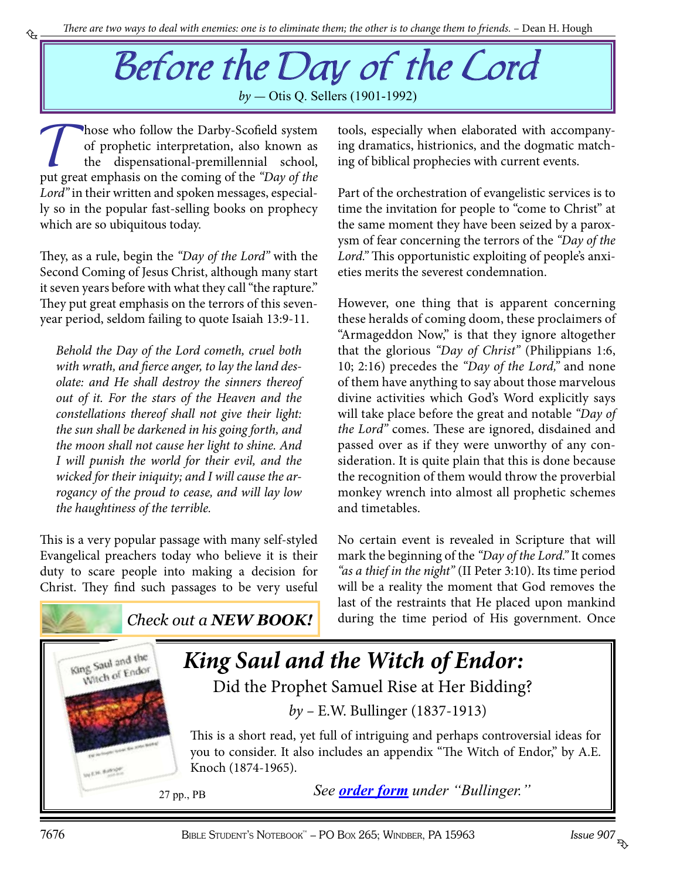*There are two ways to deal with enemies: one is to eliminate them; the other is to change them to friends.* – Dean H. Hough

# Before the Day of the Lord

*by* — Otis Q. Sellers (1901-1992)

Those who follow the Darby-Scofield system of prophetic interpretation, also known as the dispensational-premillennial school, put great emphasis on the coming of the *"Day of the Lord"* in their written and spoken messages, especially so in the popular fast-selling books on prophecy which are so ubiquitous today.

They, as a rule, begin the *"Day of the Lord"* with the Second Coming of Jesus Christ, although many start it seven years before with what they call "the rapture." They put great emphasis on the terrors of this seven-year period, seldom failing to quote Isaiah 13:9-11.

> *Behold the Day of the Lord cometh, cruel both with wrath, and fierce anger, to lay the land desolate: and He shall destroy the sinners thereof out of it. For the stars of the Heaven and the constellations thereof shall not give their light: the sun shall be darkened in his going forth, and the moon shall not cause her light to shine. And I will punish the world for their evil, and the wicked for their iniquity; and I will cause the arrogancy of the proud to cease, and will lay low the haughtiness of the terrible.*

This is a very popular passage with many self-styled Evangelical preachers today who believe it is their duty to scare people into making a decision for Christ. They find such passages to be very useful tools, especially when elaborated with accompanying dramatics, histrionics, and the dogmatic matching of biblical prophecies with current events.

Part of the orchestration of evangelistic services is to time the invitation for people to "come to Christ" at the same moment they have been seized by a paroxysm of fear concerning the terrors of the *"Day of the Lord."* This opportunistic exploiting of people's anxieties merits the severest condemnation.

However, one thing that is apparent concerning these heralds of coming doom, these proclaimers of "Armageddon Now," is that they ignore altogether that the glorious *"Day of Christ"* (Philippians 1:6, 10; 2:16) precedes the *"Day of the Lord,"* and none of them have anything to say about those marvelous divine activities which God's Word explicitly says will take place before the great and notable *"Day of the Lord"* comes. These are ignored, disdained and passed over as if they were unworthy of any consideration. It is quite plain that this is done because the recognition of them would throw the proverbial monkey wrench into almost all prophetic schemes and timetables.

No certain event is revealed in Scripture that will mark the beginning of the *"Day of the Lord."* It comes *"as a thief in the night"* (II Peter 3:10). Its time period will be a reality the moment that God removes the last of the restraints that He placed upon mankind during the time period of His government. Once

---

Check out a ***NEW BOOK!***

## *King Saul and the Witch of Endor:*

Did the Prophet Samuel Rise at Her Bidding?

*by* – E.W. Bullinger (1837-1913)

This is a short read, yet full of intriguing and perhaps controversial ideas for you to consider. It also includes an appendix "The Witch of Endor," by A.E. Knoch (1874-1965).

27 pp., PB

*See* ***order form*** *under "Bullinger."*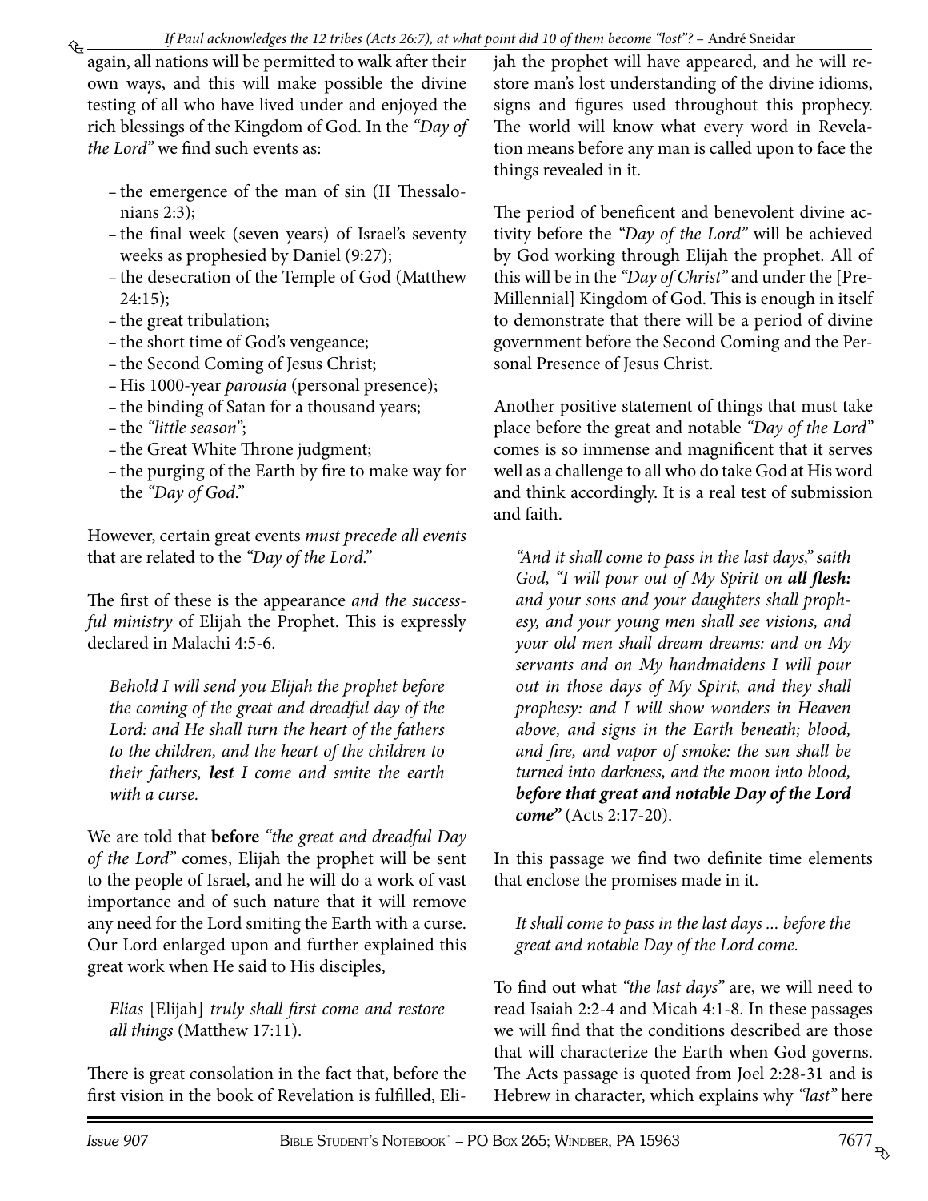again, all nations will be permitted to walk after their own ways, and this will make possible the divine testing of all who have lived under and enjoyed the rich blessings of the Kingdom of God. In the *"Day of the Lord"* we find such events as:

- the emergence of the man of sin (II Thessalonians 2:3);
- the final week (seven years) of Israel's seventy weeks as prophesied by Daniel (9:27);
- the desecration of the Temple of God (Matthew 24:15);
- the great tribulation;
- the short time of God's vengeance;
- the Second Coming of Jesus Christ;
- His 1000-year *parousia* (personal presence);
- the binding of Satan for a thousand years;
- the *"little season"*;
- the Great White Throne judgment;
- the purging of the Earth by fire to make way for the *"Day of God."*

However, certain great events *must precede all events* that are related to the *"Day of the Lord."*

The first of these is the appearance *and the successful ministry* of Elijah the Prophet. This is expressly declared in Malachi 4:5-6.

> *Behold I will send you Elijah the prophet before the coming of the great and dreadful day of the Lord: and He shall turn the heart of the fathers to the children, and the heart of the children to their fathers,* ***lest*** *I come and smite the earth with a curse.*

We are told that **before** *"the great and dreadful Day of the Lord"* comes, Elijah the prophet will be sent to the people of Israel, and he will do a work of vast importance and of such nature that it will remove any need for the Lord smiting the Earth with a curse. Our Lord enlarged upon and further explained this great work when He said to His disciples,

> *Elias* [Elijah] *truly shall first come and restore all things* (Matthew 17:11).

There is great consolation in the fact that, before the first vision in the book of Revelation is fulfilled, Elijah the prophet will have appeared, and he will restore man's lost understanding of the divine idioms, signs and figures used throughout this prophecy. The world will know what every word in Revelation means before any man is called upon to face the things revealed in it.

The period of beneficent and benevolent divine activity before the *"Day of the Lord"* will be achieved by God working through Elijah the prophet. All of this will be in the *"Day of Christ"* and under the [Pre-Millennial] Kingdom of God. This is enough in itself to demonstrate that there will be a period of divine government before the Second Coming and the Personal Presence of Jesus Christ.

Another positive statement of things that must take place before the great and notable *"Day of the Lord"* comes is so immense and magnificent that it serves well as a challenge to all who do take God at His word and think accordingly. It is a real test of submission and faith.

> *"And it shall come to pass in the last days," saith God, "I will pour out of My Spirit on* ***all flesh:*** *and your sons and your daughters shall prophesy, and your young men shall see visions, and your old men shall dream dreams: and on My servants and on My handmaidens I will pour out in those days of My Spirit, and they shall prophesy: and I will show wonders in Heaven above, and signs in the Earth beneath; blood, and fire, and vapor of smoke: the sun shall be turned into darkness, and the moon into blood,* ***before that great and notable Day of the Lord come"*** (Acts 2:17-20).

In this passage we find two definite time elements that enclose the promises made in it.

> *It shall come to pass in the last days ... before the great and notable Day of the Lord come.*

To find out what *"the last days"* are, we will need to read Isaiah 2:2-4 and Micah 4:1-8. In these passages we will find that the conditions described are those that will characterize the Earth when God governs. The Acts passage is quoted from Joel 2:28-31 and is Hebrew in character, which explains why *"last"* here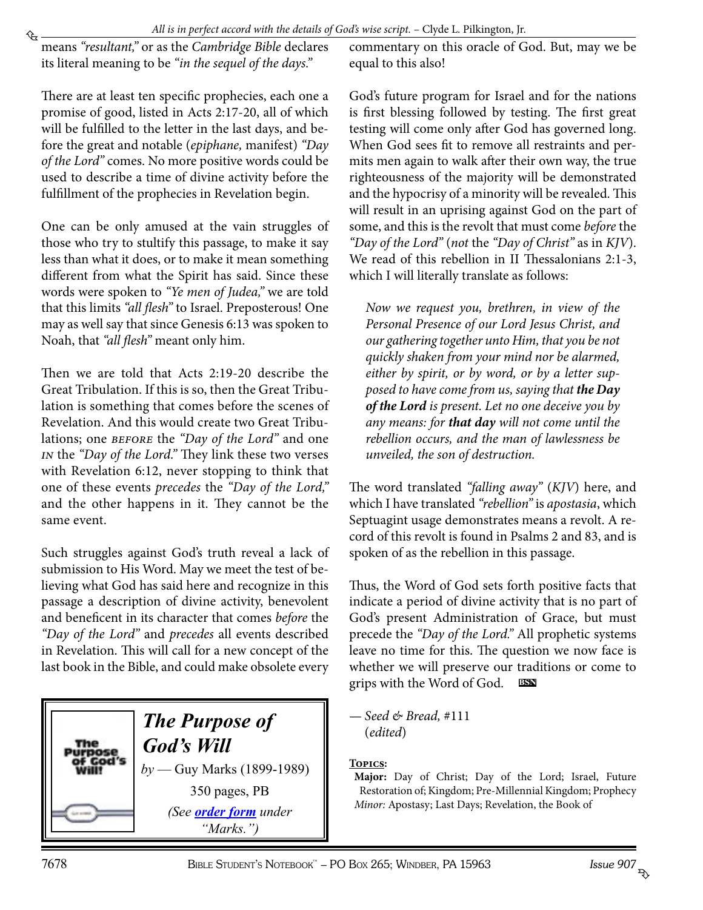means *"resultant,"* or as the *Cambridge Bible* declares its literal meaning to be *"in the sequel of the days."*

There are at least ten specific prophecies, each one a promise of good, listed in Acts 2:17-20, all of which will be fulfilled to the letter in the last days, and before the great and notable (*epiphane,* manifest) *"Day of the Lord"* comes. No more positive words could be used to describe a time of divine activity before the fulfillment of the prophecies in Revelation begin.

One can be only amused at the vain struggles of those who try to stultify this passage, to make it say less than what it does, or to make it mean something different from what the Spirit has said. Since these words were spoken to *"Ye men of Judea,"* we are told that this limits *"all flesh"* to Israel. Preposterous! One may as well say that since Genesis 6:13 was spoken to Noah, that *"all flesh"* meant only him.

Then we are told that Acts 2:19-20 describe the Great Tribulation. If this is so, then the Great Tribulation is something that comes before the scenes of Revelation. And this would create two Great Tribulations; one *BEFORE* the *"Day of the Lord"* and one *IN* the *"Day of the Lord."* They link these two verses with Revelation 6:12, never stopping to think that one of these events *precedes* the *"Day of the Lord,"* and the other happens in it. They cannot be the same event.

Such struggles against God's truth reveal a lack of submission to His Word. May we meet the test of believing what God has said here and recognize in this passage a description of divine activity, benevolent and beneficent in its character that comes *before* the *"Day of the Lord"* and *precedes* all events described in Revelation. This will call for a new concept of the last book in the Bible, and could make obsolete every commentary on this oracle of God. But, may we be equal to this also!

God's future program for Israel and for the nations is first blessing followed by testing. The first great testing will come only after God has governed long. When God sees fit to remove all restraints and permits men again to walk after their own way, the true righteousness of the majority will be demonstrated and the hypocrisy of a minority will be revealed. This will result in an uprising against God on the part of some, and this is the revolt that must come *before* the *"Day of the Lord"* (*not* the *"Day of Christ"* as in *KJV*). We read of this rebellion in II Thessalonians 2:1-3, which I will literally translate as follows:

> *Now we request you, brethren, in view of the Personal Presence of our Lord Jesus Christ, and our gathering together unto Him, that you be not quickly shaken from your mind nor be alarmed, either by spirit, or by word, or by a letter supposed to have come from us, saying that **the Day of the Lord** is present. Let no one deceive you by any means: for **that day** will not come until the rebellion occurs, and the man of lawlessness be unveiled, the son of destruction.*

The word translated *"falling away"* (*KJV*) here, and which I have translated *"rebellion"* is *apostasia*, which Septuagint usage demonstrates means a revolt. A record of this revolt is found in Psalms 2 and 83, and is spoken of as the rebellion in this passage.

Thus, the Word of God sets forth positive facts that indicate a period of divine activity that is no part of God's present Administration of Grace, but must precede the *"Day of the Lord."* All prophetic systems leave no time for this. The question we now face is whether we will preserve our traditions or come to grips with the Word of God. BSN

— *Seed & Bread,* #111
(*edited*)

**The Purpose of God's Will**
*by* — Guy Marks (1899-1989)
350 pages, PB
*(See **order form** under "Marks.")*

**Topics:**
**Major:** Day of Christ; Day of the Lord; Israel, Future Restoration of; Kingdom; Pre-Millennial Kingdom; Prophecy
*Minor:* Apostasy; Last Days; Revelation, the Book of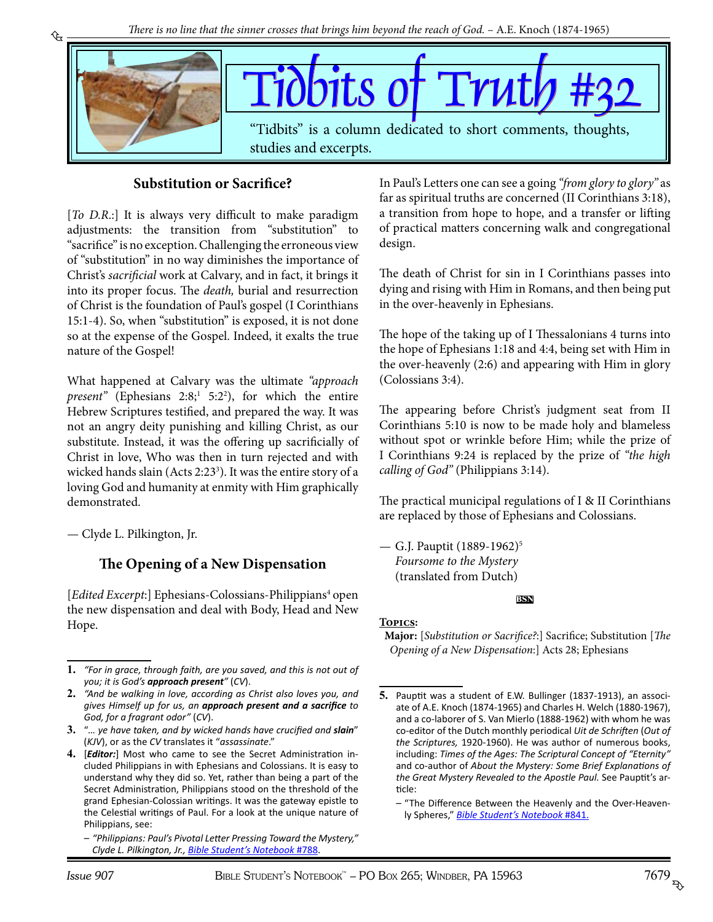*There is no line that the sinner crosses that brings him beyond the reach of God.* – A.E. Knoch (1874-1965)

# Tidbits of Truth #32

"Tidbits" is a column dedicated to short comments, thoughts, studies and excerpts.

## Substitution or Sacrifice?

[*To D.R.*:] It is always very difficult to make paradigm adjustments: the transition from "substitution" to "sacrifice" is no exception. Challenging the erroneous view of "substitution" in no way diminishes the importance of Christ's *sacrificial* work at Calvary, and in fact, it brings it into its proper focus. The *death*, burial and resurrection of Christ is the foundation of Paul's gospel (I Corinthians 15:1-4). So, when "substitution" is exposed, it is not done so at the expense of the Gospel. Indeed, it exalts the true nature of the Gospel!

What happened at Calvary was the ultimate *"approach present"* (Ephesians 2:8;[1] 5:2[2]), for which the entire Hebrew Scriptures testified, and prepared the way. It was not an angry deity punishing and killing Christ, as our substitute. Instead, it was the offering up sacrificially of Christ in love, Who was then in turn rejected and with wicked hands slain (Acts 2:23[3]). It was the entire story of a loving God and humanity at enmity with Him graphically demonstrated.

— Clyde L. Pilkington, Jr.

## The Opening of a New Dispensation

[*Edited Excerpt*:] Ephesians-Colossians-Philippians[4] open the new dispensation and deal with Body, Head and New Hope.

In Paul's Letters one can see a going *"from glory to glory"* as far as spiritual truths are concerned (II Corinthians 3:18), a transition from hope to hope, and a transfer or lifting of practical matters concerning walk and congregational design.

The death of Christ for sin in I Corinthians passes into dying and rising with Him in Romans, and then being put in the over-heavenly in Ephesians.

The hope of the taking up of I Thessalonians 4 turns into the hope of Ephesians 1:18 and 4:4, being set with Him in the over-heavenly (2:6) and appearing with Him in glory (Colossians 3:4).

The appearing before Christ's judgment seat from II Corinthians 5:10 is now to be made holy and blameless without spot or wrinkle before Him; while the prize of I Corinthians 9:24 is replaced by the prize of *"the high calling of God"* (Philippians 3:14).

The practical municipal regulations of I & II Corinthians are replaced by those of Ephesians and Colossians.

— G.J. Pauptit (1889-1962)[5]
*Foursome to the Mystery*
(translated from Dutch)

**Topics:**
**Major:** [*Substitution or Sacrifice?*:] Sacrifice; Substitution [*The Opening of a New Dispensation*:] Acts 28; Ephesians

---

1. *"For in grace, through faith, are you saved, and this is not out of you; it is God's **approach present**"* (*CV*).
2. *"And be walking in love, according as Christ also loves you, and gives Himself up for us, an **approach present and a sacrifice** to God, for a fragrant odor"* (*CV*).
3. *"… ye have taken, and by wicked hands have crucified and **slain**"* (*KJV*), or as the *CV* translates it "*assassinate*."
4. [***Editor:***] Most who came to see the Secret Administration included Philippians in with Ephesians and Colossians. It is easy to understand why they did so. Yet, rather than being a part of the Secret Administration, Philippians stood on the threshold of the grand Ephesian-Colossian writings. It was the gateway epistle to the Celestial writings of Paul. For a look at the unique nature of Philippians, see:
   – *"Philippians: Paul's Pivotal Letter Pressing Toward the Mystery,"* Clyde L. Pilkington, Jr., *Bible Student's Notebook* #788.
5. Pauptit was a student of E.W. Bullinger (1837-1913), an associate of A.E. Knoch (1874-1965) and Charles H. Welch (1880-1967), and a co-laborer of S. Van Mierlo (1888-1962) with whom he was co-editor of the Dutch monthly periodical *Uit de Schriften* (*Out of the Scriptures*, 1920-1960). He was author of numerous books, including: *Times of the Ages: The Scriptural Concept of "Eternity"* and co-author of *About the Mystery: Some Brief Explanations of the Great Mystery Revealed to the Apostle Paul.* See Pauptit's article:
   – "The Difference Between the Heavenly and the Over-Heavenly Spheres," *Bible Student's Notebook* #841.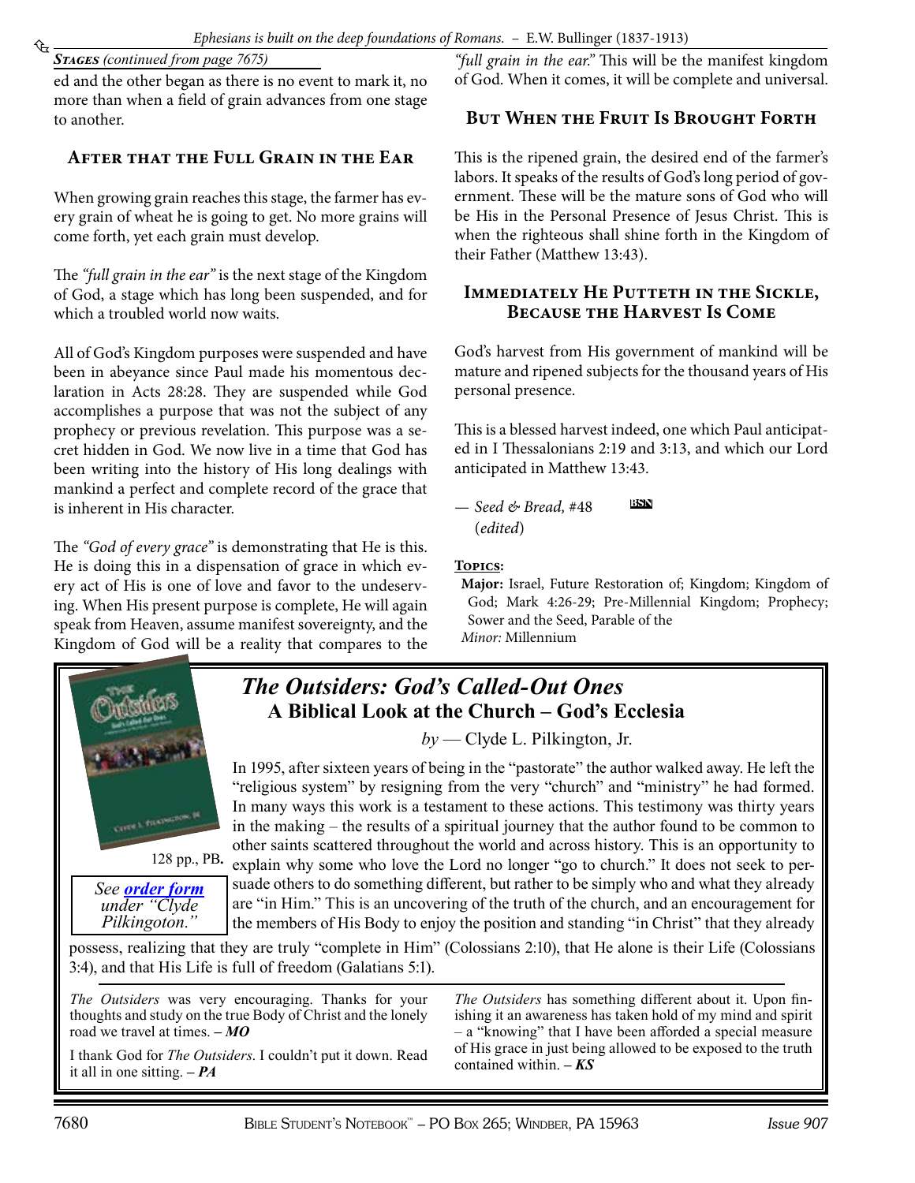***Stages*** *(continued from page 7675)*

ed and the other began as there is no event to mark it, no more than when a field of grain advances from one stage to another.

### After that the Full Grain in the Ear

When growing grain reaches this stage, the farmer has every grain of wheat he is going to get. No more grains will come forth, yet each grain must develop.

The *"full grain in the ear"* is the next stage of the Kingdom of God, a stage which has long been suspended, and for which a troubled world now waits.

All of God's Kingdom purposes were suspended and have been in abeyance since Paul made his momentous declaration in Acts 28:28. They are suspended while God accomplishes a purpose that was not the subject of any prophecy or previous revelation. This purpose was a secret hidden in God. We now live in a time that God has been writing into the history of His long dealings with mankind a perfect and complete record of the grace that is inherent in His character.

The *"God of every grace"* is demonstrating that He is this. He is doing this in a dispensation of grace in which every act of His is one of love and favor to the undeserving. When His present purpose is complete, He will again speak from Heaven, assume manifest sovereignty, and the Kingdom of God will be a reality that compares to the *"full grain in the ear."* This will be the manifest kingdom of God. When it comes, it will be complete and universal.

### But When the Fruit Is Brought Forth

This is the ripened grain, the desired end of the farmer's labors. It speaks of the results of God's long period of government. These will be the mature sons of God who will be His in the Personal Presence of Jesus Christ. This is when the righteous shall shine forth in the Kingdom of their Father (Matthew 13:43).

### Immediately He Putteth in the Sickle, Because the Harvest Is Come

God's harvest from His government of mankind will be mature and ripened subjects for the thousand years of His personal presence.

This is a blessed harvest indeed, one which Paul anticipated in I Thessalonians 2:19 and 3:13, and which our Lord anticipated in Matthew 13:43.

— *Seed & Bread,* #48 (*edited*)

BSN

**Topics:**

**Major:** Israel, Future Restoration of; Kingdom; Kingdom of God; Mark 4:26-29; Pre-Millennial Kingdom; Prophecy; Sower and the Seed, Parable of the

*Minor:* Millennium

## *The Outsiders: God's Called-Out Ones*
### A Biblical Look at the Church – God's Ecclesia

*by* — Clyde L. Pilkington, Jr.

128 pp., PB.

*See **order form** under "Clyde Pilkington."*

In 1995, after sixteen years of being in the "pastorate" the author walked away. He left the "religious system" by resigning from the very "church" and "ministry" he had formed. In many ways this work is a testament to these actions. This testimony was thirty years in the making – the results of a spiritual journey that the author found to be common to other saints scattered throughout the world and across history. This is an opportunity to explain why some who love the Lord no longer "go to church." It does not seek to persuade others to do something different, but rather to be simply who and what they already are "in Him." This is an uncovering of the truth of the church, and an encouragement for the members of His Body to enjoy the position and standing "in Christ" that they already possess, realizing that they are truly "complete in Him" (Colossians 2:10), that He alone is their Life (Colossians 3:4), and that His Life is full of freedom (Galatians 5:1).

*The Outsiders* was very encouraging. Thanks for your thoughts and study on the true Body of Christ and the lonely road we travel at times. – ***MO***

I thank God for *The Outsiders*. I couldn't put it down. Read it all in one sitting. – ***PA***

*The Outsiders* has something different about it. Upon finishing it an awareness has taken hold of my mind and spirit – a "knowing" that I have been afforded a special measure of His grace in just being allowed to be exposed to the truth contained within. – ***KS***